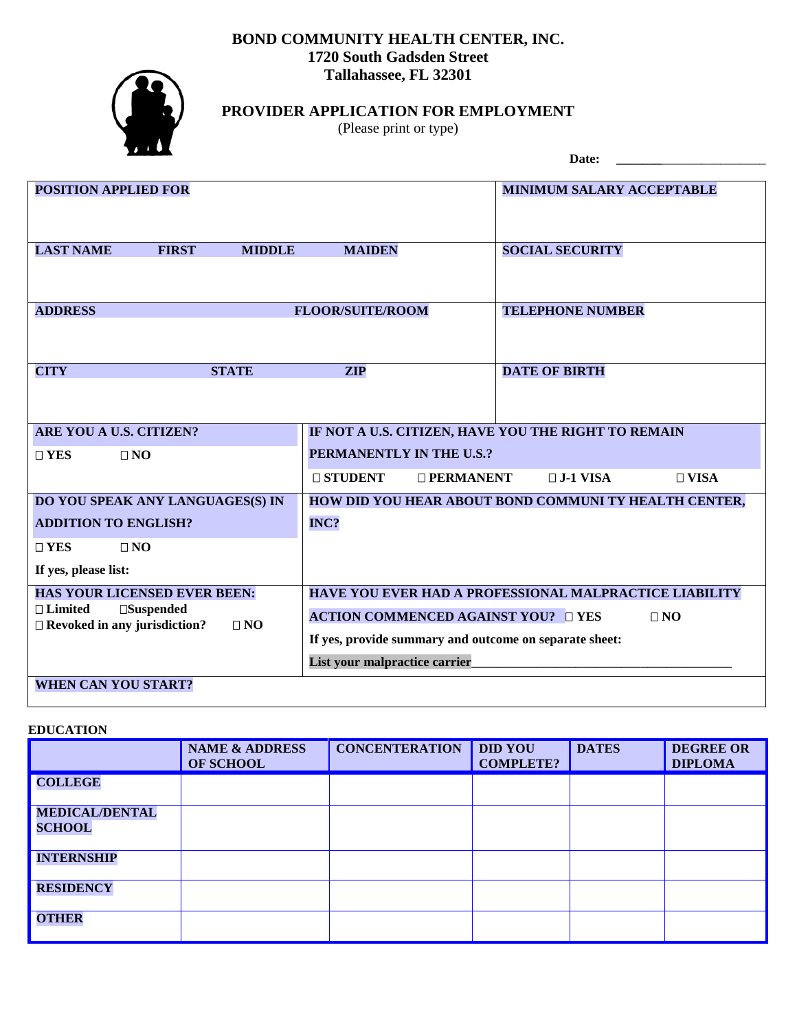**BOND COMMUNITY HEALTH CENTER, INC.**
**1720 South Gadsden Street**
**Tallahassee, FL 32301**

# PROVIDER APPLICATION FOR EMPLOYMENT

(Please print or type)

**Date:** ____________________

| **POSITION APPLIED FOR** | | **MINIMUM SALARY ACCEPTABLE** |
|---|---|---|
| **LAST NAME FIRST MIDDLE MAIDEN** | | **SOCIAL SECURITY** |
| **ADDRESS FLOOR/SUITE/ROOM** | | **TELEPHONE NUMBER** |
| **CITY STATE ZIP** | | **DATE OF BIRTH** |
| **ARE YOU A U.S. CITIZEN?** ☐ YES ☐ NO | **IF NOT A U.S. CITIZEN, HAVE YOU THE RIGHT TO REMAIN PERMANENTLY IN THE U.S.?** ☐ STUDENT ☐ PERMANENT ☐ J-1 VISA ☐ VISA | |
| **DO YOU SPEAK ANY LANGUAGES(S) IN ADDITION TO ENGLISH?** ☐ YES ☐ NO **If yes, please list:** | **HOW DID YOU HEAR ABOUT BOND COMMUNI TY HEALTH CENTER, INC?** | |
| **HAS YOUR LICENSED EVER BEEN:** ☐ Limited ☐Suspended ☐ Revoked in any jurisdiction? ☐ NO | **HAVE YOU EVER HAD A PROFESSIONAL MALPRACTICE LIABILITY ACTION COMMENCED AGAINST YOU?** ☐ YES ☐ NO **If yes, provide summary and outcome on separate sheet:** **List your malpractice carrier**______________________________ | |
| **WHEN CAN YOU START?** | | |

**EDUCATION**

| | NAME & ADDRESS OF SCHOOL | CONCENTERATION | DID YOU COMPLETE? | DATES | DEGREE OR DIPLOMA |
|---|---|---|---|---|---|
| **COLLEGE** | | | | | |
| **MEDICAL/DENTAL SCHOOL** | | | | | |
| **INTERNSHIP** | | | | | |
| **RESIDENCY** | | | | | |
| **OTHER** | | | | | |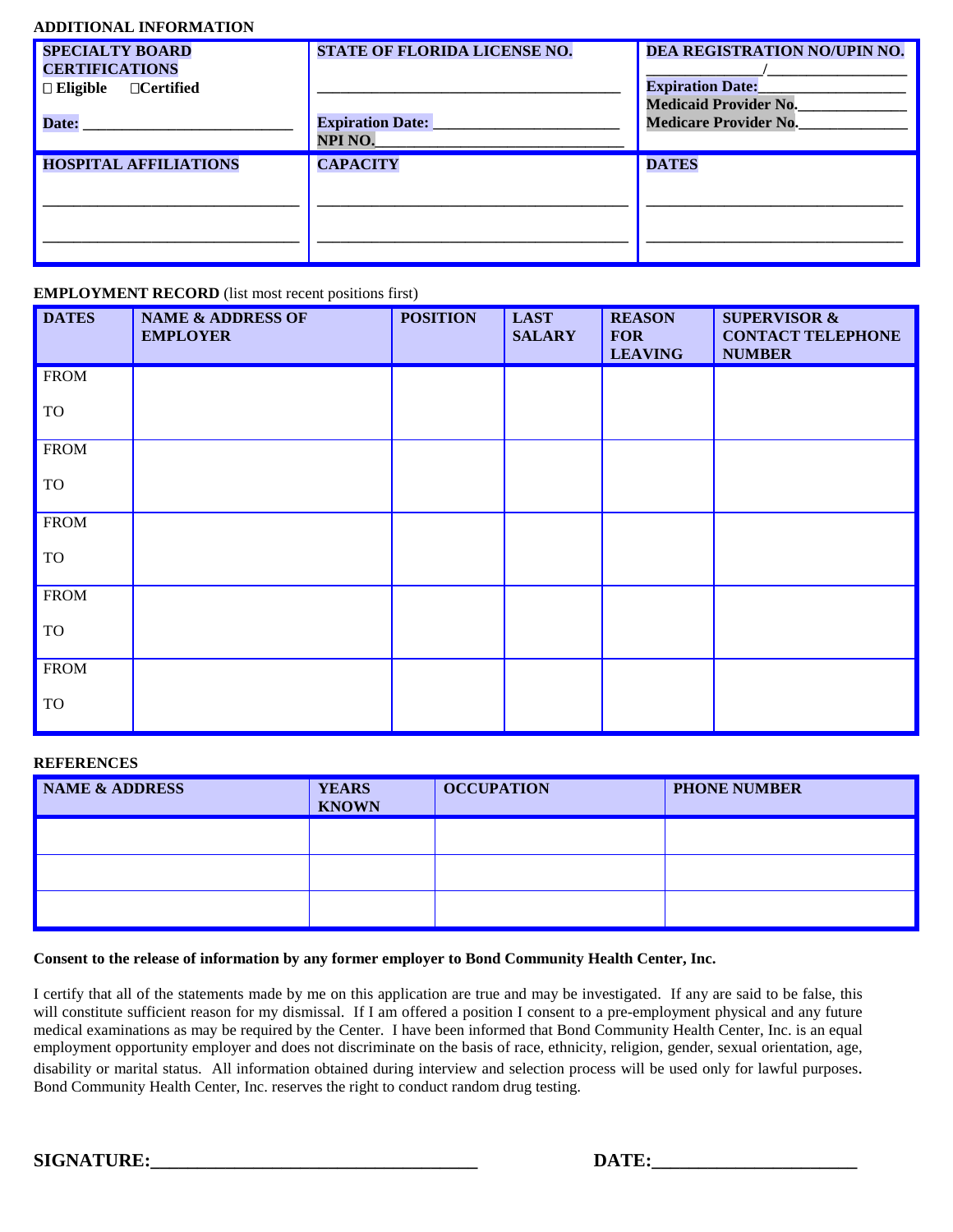## ADDITIONAL INFORMATION

| SPECIALTY BOARD CERTIFICATIONS | STATE OF FLORIDA LICENSE NO. | DEA REGISTRATION NO/UPIN NO. |
|---|---|---|
| ☐ Eligible ☐Certified<br><br>Date: ___________________________ | _______________________________________<br><br>Expiration Date: ________________________<br>NPI NO.________________________________ | ______________/__________________<br>Expiration Date:__________________<br>Medicaid Provider No.______________<br>Medicare Provider No.______________ |
| **HOSPITAL AFFILIATIONS** | **CAPACITY** | **DATES** |
| _______________________________ | _______________________________________ | _________________________________ |
| _______________________________ | _______________________________________ | _________________________________ |

**EMPLOYMENT RECORD** (list most recent positions first)

| DATES | NAME & ADDRESS OF EMPLOYER | POSITION | LAST SALARY | REASON FOR LEAVING | SUPERVISOR & CONTACT TELEPHONE NUMBER |
|---|---|---|---|---|---|
| FROM<br><br>TO | | | | | |
| FROM<br><br>TO | | | | | |
| FROM<br><br>TO | | | | | |
| FROM<br><br>TO | | | | | |
| FROM<br><br>TO | | | | | |

**REFERENCES**

| NAME & ADDRESS | YEARS KNOWN | OCCUPATION | PHONE NUMBER |
|---|---|---|---|
| | | | |
| | | | |
| | | | |

**Consent to the release of information by any former employer to Bond Community Health Center, Inc.**

I certify that all of the statements made by me on this application are true and may be investigated. If any are said to be false, this will constitute sufficient reason for my dismissal. If I am offered a position I consent to a pre-employment physical and any future medical examinations as may be required by the Center. I have been informed that Bond Community Health Center, Inc. is an equal employment opportunity employer and does not discriminate on the basis of race, ethnicity, religion, gender, sexual orientation, age, disability or marital status. All information obtained during interview and selection process will be used only for lawful purposes. Bond Community Health Center, Inc. reserves the right to conduct random drug testing.

**SIGNATURE:**___________________________________ **DATE:**_____________________